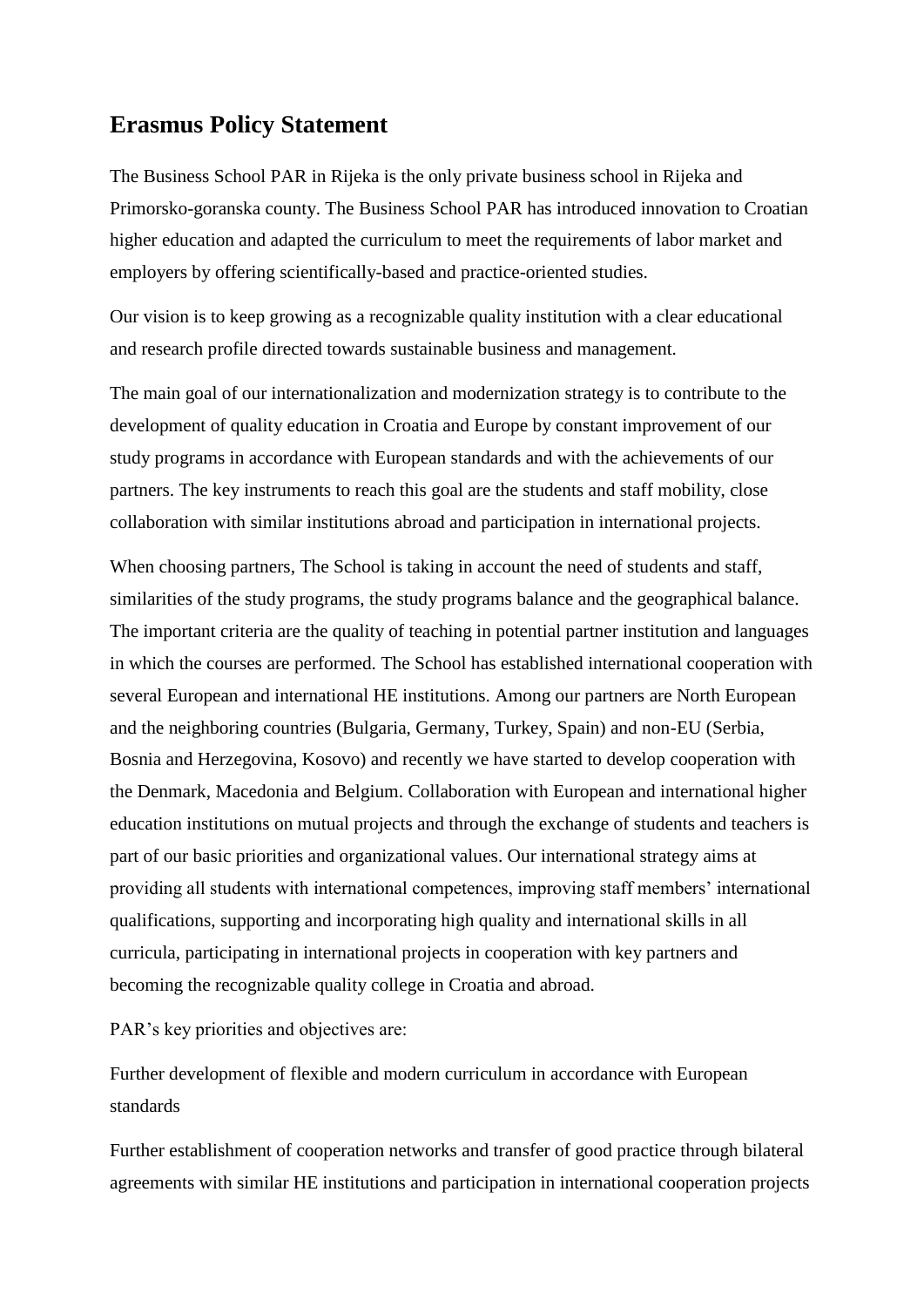## Erasmus Policy Statement

The Business School PAR in Rijeka is the only private business school in Rijeka and Primorsko-goranska county. The Business School PAR has introduced innovation to Croatian higher education and adapted the curriculum to meet the requirements of labor market and employers by offering scientifically-based and practice-oriented studies.

Our vision is to keep growing as a recognizable quality institution with a clear educational and research profile directed towards sustainable business and management.

The main goal of our internationalization and modernization strategy is to contribute to the development of quality education in Croatia and Europe by constant improvement of our study programs in accordance with European standards and with the achievements of our partners. The key instruments to reach this goal are the students and staff mobility, close collaboration with similar institutions abroad and participation in international projects.

When choosing partners, The School is taking in account the need of students and staff, similarities of the study programs, the study programs balance and the geographical balance. The important criteria are the quality of teaching in potential partner institution and languages in which the courses are performed. The School has established international cooperation with several European and international HE institutions. Among our partners are North European and the neighboring countries (Bulgaria, Germany, Turkey, Spain) and non-EU (Serbia, Bosnia and Herzegovina, Kosovo) and recently we have started to develop cooperation with the Denmark, Macedonia and Belgium. Collaboration with European and international higher education institutions on mutual projects and through the exchange of students and teachers is part of our basic priorities and organizational values. Our international strategy aims at providing all students with international competences, improving staff members' international qualifications, supporting and incorporating high quality and international skills in all curricula, participating in international projects in cooperation with key partners and becoming the recognizable quality college in Croatia and abroad.

PAR's key priorities and objectives are:

Further development of flexible and modern curriculum in accordance with European standards

Further establishment of cooperation networks and transfer of good practice through bilateral agreements with similar HE institutions and participation in international cooperation projects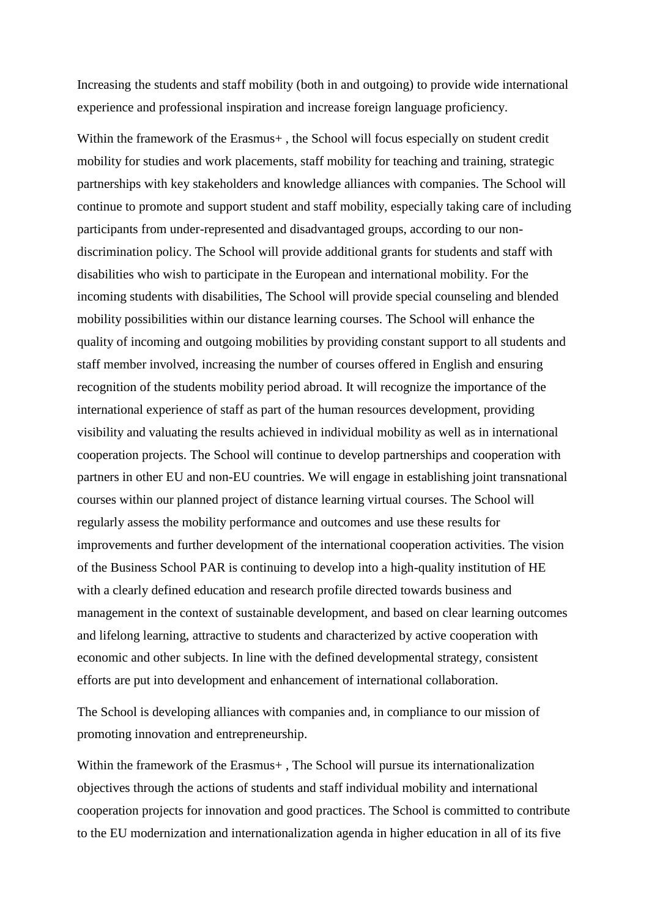Increasing the students and staff mobility (both in and outgoing) to provide wide international experience and professional inspiration and increase foreign language proficiency.

Within the framework of the Erasmus+ , the School will focus especially on student credit mobility for studies and work placements, staff mobility for teaching and training, strategic partnerships with key stakeholders and knowledge alliances with companies. The School will continue to promote and support student and staff mobility, especially taking care of including participants from under-represented and disadvantaged groups, according to our non-discrimination policy. The School will provide additional grants for students and staff with disabilities who wish to participate in the European and international mobility. For the incoming students with disabilities, The School will provide special counseling and blended mobility possibilities within our distance learning courses. The School will enhance the quality of incoming and outgoing mobilities by providing constant support to all students and staff member involved, increasing the number of courses offered in English and ensuring recognition of the students mobility period abroad. It will recognize the importance of the international experience of staff as part of the human resources development, providing visibility and valuating the results achieved in individual mobility as well as in international cooperation projects. The School will continue to develop partnerships and cooperation with partners in other EU and non-EU countries. We will engage in establishing joint transnational courses within our planned project of distance learning virtual courses. The School will regularly assess the mobility performance and outcomes and use these results for improvements and further development of the international cooperation activities. The vision of the Business School PAR is continuing to develop into a high-quality institution of HE with a clearly defined education and research profile directed towards business and management in the context of sustainable development, and based on clear learning outcomes and lifelong learning, attractive to students and characterized by active cooperation with economic and other subjects. In line with the defined developmental strategy, consistent efforts are put into development and enhancement of international collaboration.

The School is developing alliances with companies and, in compliance to our mission of promoting innovation and entrepreneurship.

Within the framework of the Erasmus+ , The School will pursue its internationalization objectives through the actions of students and staff individual mobility and international cooperation projects for innovation and good practices. The School is committed to contribute to the EU modernization and internationalization agenda in higher education in all of its five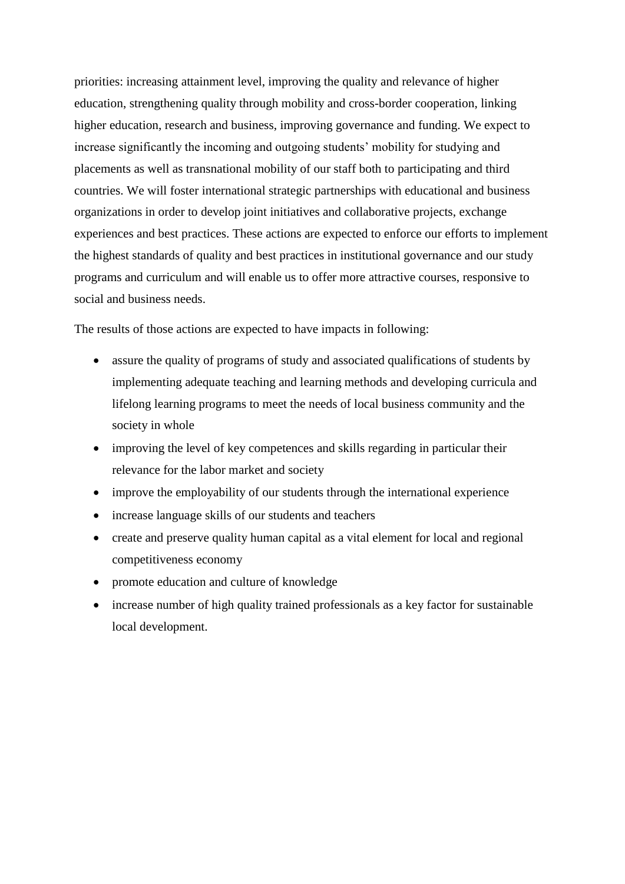priorities: increasing attainment level, improving the quality and relevance of higher education, strengthening quality through mobility and cross-border cooperation, linking higher education, research and business, improving governance and funding. We expect to increase significantly the incoming and outgoing students' mobility for studying and placements as well as transnational mobility of our staff both to participating and third countries. We will foster international strategic partnerships with educational and business organizations in order to develop joint initiatives and collaborative projects, exchange experiences and best practices. These actions are expected to enforce our efforts to implement the highest standards of quality and best practices in institutional governance and our study programs and curriculum and will enable us to offer more attractive courses, responsive to social and business needs.

The results of those actions are expected to have impacts in following:

- assure the quality of programs of study and associated qualifications of students by implementing adequate teaching and learning methods and developing curricula and lifelong learning programs to meet the needs of local business community and the society in whole
- improving the level of key competences and skills regarding in particular their relevance for the labor market and society
- improve the employability of our students through the international experience
- increase language skills of our students and teachers
- create and preserve quality human capital as a vital element for local and regional competitiveness economy
- promote education and culture of knowledge
- increase number of high quality trained professionals as a key factor for sustainable local development.